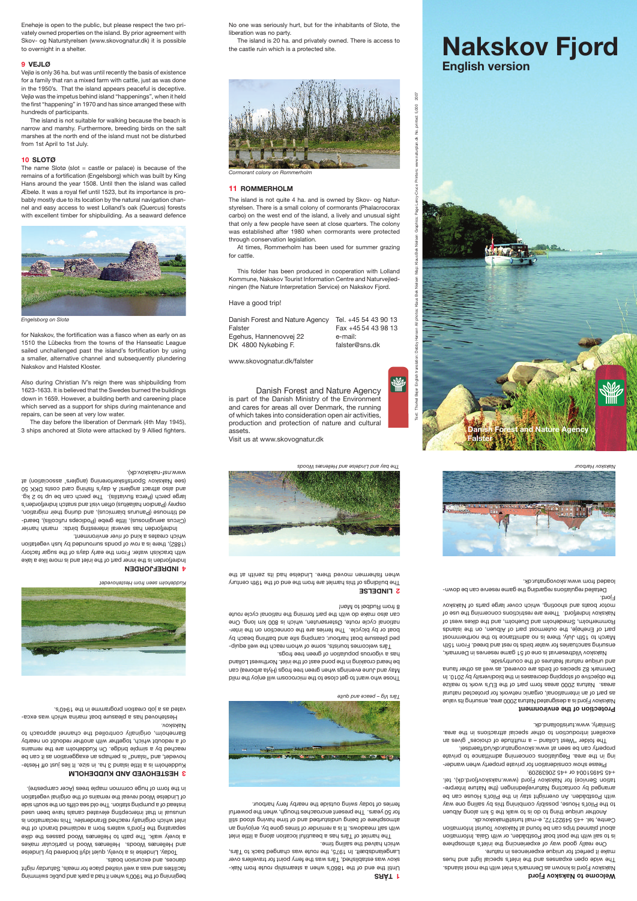# Nakskov Fjord

## English version

Danish Forest and Nature Agency
Falster

Text: Thorkil Bøje English translation: Debby Hansen All photos: Klaus Bøk Nielsen Map: Klaus Bøk Nielsen Graphics: Pagé Leroy-Cruce Printers: www.naturplan.dk No. printed: 5.000 2007

Enehøje is open to the public, but please respect the two privately owned properties on the island. By prior agreement with Skov- og Naturstyrelsen (www.skovognatur.dk) it is possible to overnight in a shelter.

### 9 VEJLØ

Vejlø is only 36 ha. but was until recently the basis of existence for a family that ran a mixed farm with cattle, just as was done in the 1950's. That the island appears peaceful is deceptive. Vejlø was the impetus behind island "happenings", when it held the first "happening" in 1970 and has since arranged these with hundreds of participants.

The island is not suitable for walking because the beach is narrow and marshy. Furthermore, breeding birds on the salt marshes at the north end of the island must not be disturbed from 1st April to 1st July.

### 10 SLOTØ

The name Slotø (slot = castle or palace) is because of the remains of a fortification (Engelsborg) which was built by King Hans around the year 1508. Until then the island was called Æbelø. It was a royal fief until 1523, but its importance is probably mostly due to its location by the natural navigation channel and easy access to west Lolland's oak (Quercus) forests with excellent timber for shipbuilding. As a seaward defence for Nakskov, the fortification was a fiasco when as early on as 1510 the Lübecks from the towns of the Hanseatic League sailed unchallenged past the island's fortification by using a smaller, alternative channel and subsequently plundering Nakskov and Halsted Kloster.

*Engelsborg on Slotø*

Also during Christian IV's reign there was shipbuilding from 1623-1633. It is believed that the Swedes burned the buildings down in 1659. However, a building berth and careening place which served as a support for ships during maintenance and repairs, can be seen at very low water.

The day before the liberation of Denmark (4th May 1945), 3 ships anchored at Slotø were attacked by 9 Allied fighters. No one was seriously hurt, but for the inhabitants of Slotø, the liberation was no party.

The island is 20 ha. and privately owned. There is access to the castle ruin which is a protected site.

*Cormorant colony on Rommerholm*

### 11 ROMMERHOLM

The island is not quite 4 ha. and is owned by Skov- og Naturstyrelsen. There is a small colony of cormorants (Phalacrocorax carbo) on the west end of the island, a lively and unusual sight that only a few people have seen at close quarters. The colony was established after 1980 when cormorants were protected through conservation legislation.

At times, Rommerholm has been used for summer grazing for cattle.

This folder has been produced in cooperation with Lolland Kommune, Nakskov Tourist Information Centre and Naturvejledningen (the Nature Interpretation Service) on Nakskov Fjord.

Have a good trip!

Danish Forest and Nature Agency
Falster
Egehus, Hannenovvej 22
DK 4800 Nykøbing F.

Tel. +45 54 43 90 13
Fax +45 54 43 98 13
e-mail:
falster@sns.dk

www.skovognatur.dk/falster

Danish Forest and Nature Agency is part of the Danish Ministry of the Environment and cares for areas all over Denmark, the running of which takes into consideration open air activities, production and protection of nature and cultural assets.
Visit us at www.skovognatur.dk

### Welcome to Nakskov Fjord

Nakskov Fjord is known as Denmark's inlet with the most islands. The wide open expanses and the inlet's special light and hues make it perfect for unique experiences in nature.

One really good way of experiencing the inlet's atmosphere is to sail with the post boat Postbåden, or with Gaia. Information about planned trips can be found at Nakskov Tourist Information Centre, tel. +45 54922172, e-mail turist@nakskov.dk.

Another unique thing to do is to walk the 5 km along Albuen to the Pilot's House, possibly combining this by sailing one way with Postbåden. An overnight stay in the Pilot's House can be arranged by contacting Naturvejledningen (the Nature Interpretation Service) for Nakskov Fjord (www.nakskovfjord.dk), tel. +45 54951004 or +45 20639209.

Please show consideration for private property when wandering in the area. Regulations concerning admittance to private property can be seen at www.skovognatur.dk/ud/færdsel.

The folder "West Lolland – a multitude of choices" gives an excellent introduction to other special attractions in the area. Similarly, www.turistlolland.dk.

### Protection of the environment

Nakskov Fjord is a designated Natura 2000 area, ensuring its value as part of an international, organic network for protected natural areas. Natura 2000 areas form part of the EU's work to realize the objective of stopping decreases in the biodiversity by 2010. In Denmark 82 species of birds are covered, as well as other fauna and unique natural features of the countryside.

Nakskov Vildtreservat is one of 51 game reserves in Denmark, ensuring sanctuaries for water birds to rest and breed. From 15th March to 15th July, there is no admittance to the northernmost part of Enehøje, the outermost part of Albuen, on the islands Rommerholm, Smedeholm and Dueholm, and the dikes west of Nakskov Inderfjord. There are restrictions concerning the use of motor boats and shooting, which cover large parts of Nakskov Fjord.

Detailed regulations regarding the game reserve can be downloaded from www.skovognatur.dk.

*Nakskov Harbour*

### 1 TÅRS

Until the end of the 1860's when a steamship route from Nakskov was established, Tårs was the ferry point for travellers over Langelandsbælt. In 1975, the route was changed back to Tårs, which halved the sailing time.

The hamlet of Tårs has a beautiful location along a little inlet with salt meadows. It is a reminder of times gone by, enjoying an atmosphere of being undisturbed and out of time having stood still for 50 years. The present encroaches though, when the powerful ferries of today swing outside the nearby ferry harbour.

*Tårs Vig – peace and quite*

Those who want to get close to the microcosm will enjoy the mild May and June evenings when green tree frogs (Hyla arborea) can be heard croaking in the pond east of the inlet. Northwest Lolland has a vigorous population of green tree frogs.

Tårs welcomes tourists, some of whom reach the well equipped pleasure boat harbour, camping site and bathing beach by boat or by bicycle. The ferries are the connection on the international cycle route, Østersøruten, which is 800 km long. One can also make do with the part forming the national cycle route 8 from Rudbøl to Møn!

### 2 LINDELSE

The buildings of this hamlet are from the end of the 19th century when fishermen moved there. Lindelse had its zenith at the beginning of the 1900's when it had a park and public swimming facilities and was a well visited place for meals, Saturday night dances, and excursion boats.

*The bay and Lindelse and Hellenæs Woods*

Today, Lindelse is a lovely, quiet idyll bordered by Lindelse and Hellenæs Woods. Hellenæs Wood in particular makes a lovely walk. The path to Hellenæs Wood passes the dike separating the Fjord's waters from a reclaimed branch of the inlet which originally reached Branderslev. This reclamation is unusual in that intercepting elevated canals have been used instead of a pumping station. The old sea cliffs on the south side of Lindelse Wood reveal the remains of the original vegetation in the form of huge common maple trees (Acer campestre).

### 3 HESTEHOVED AND KUDDEHOLM

Kuddeholm is a little island 3 ha. in size. It lies just off Hestehoved, and "island" is perhaps an exaggeration as it can be reached by a simple bridge. On Kuddeholm are the remains of a redoubt which, together with another redoubt on nearby Barneholm, originally controlled the channel approach to Nakskov.

Hestehoved has a pleasure boat marina which was excavated as a job creation programme in the 1940's.

*Kuddeholm seen from Hestehoved*

### 4 INDREFJORDEN

Inderfjorden is the inner part of the inlet and is more like a lake with brackish water. From the early days of the sugar factory (1882), there is a row of ponds surrounded by lush vegetation which creates a kind of river environment.

Inderfjorden has several interesting birds: marsh harrier (Circus aeruginosus), little grebe (Podiceps ruficollis), bearded titmouse (Panurus biarmicus), and during their migration, osprey (Pandion haliaetus) often visit and snatch Inderfjorden's large perch (Perca fluviatilis). The perch can be up to 2 kg. and also attract anglers! A day's fishing card costs DKK 50 (see Nakskov Sportsfiskerforening (anglers' association) at www.nsf-nakskov.dk).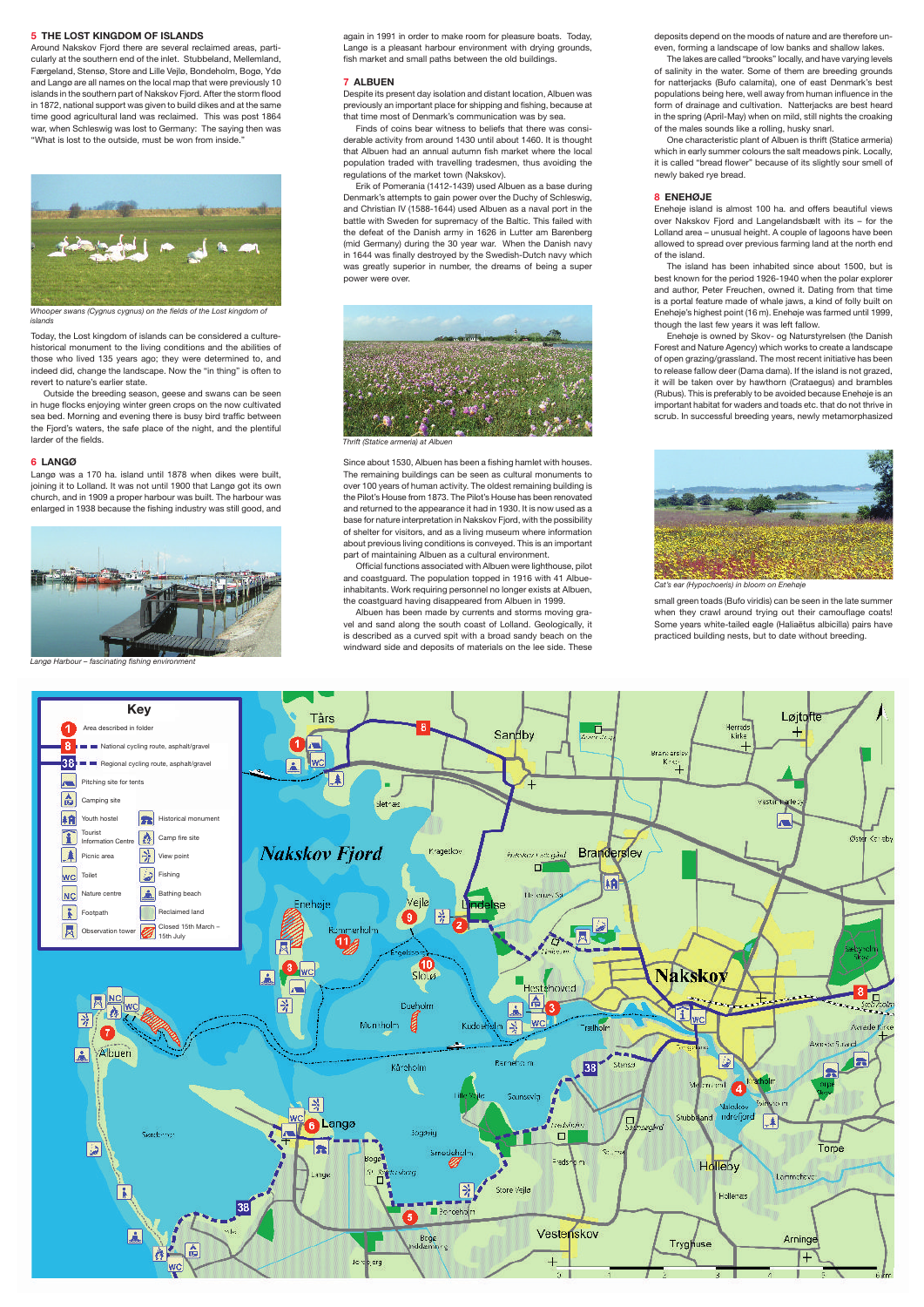## 5 THE LOST KINGDOM OF ISLANDS

Around Nakskov Fjord there are several reclaimed areas, particularly at the southern end of the inlet. Stubbeland, Mellemland, Færgeland, Stensø, Store and Lille Vejlø, Bondeholm, Bogø, Ydø and Lange are all names on the local map that were previously 10 islands in the southern part of Nakskov Fjord. After the storm flood in 1872, national support was given to build dikes and at the same time good agricultural land was reclaimed. This was post 1864 war, when Schleswig was lost to Germany: The saying then was "What is lost to the outside, must be won from inside."

Whooper swans (Cygnus cygnus) on the fields of the Lost kingdom of islands

Today, the Lost kingdom of islands can be considered a culture-historical monument to the living conditions and the abilities of those who lived 135 years ago; they were determined to, and indeed did, change the landscape. Now the "in thing" is often to revert to nature's earlier state.

Outside the breeding season, geese and swans can be seen in huge flocks enjoying winter green crops on the now cultivated sea bed. Morning and evening there is busy bird traffic between the Fjord's waters, the safe place of the night, and the plentiful larder of the fields.

## 6 LANGØ

Langø was a 170 ha. island until 1878 when dikes were built, joining it to Lolland. It was not until 1900 that Langø got its own church, and in 1909 a proper harbour was built. The harbour was enlarged in 1938 because the fishing industry was still good, and again in 1991 in order to make room for pleasure boats. Today, Lange is a pleasant harbour environment with drying grounds, fish market and small paths between the old buildings.

Langø Harbour – fascinating fishing environment

## 7 ALBUEN

Despite its present day isolation and distant location, Albuen was previously an important place for shipping and fishing, because at that time most of Denmark's communication was by sea.

Finds of coins bear witness to beliefs that there was considerable activity from around 1430 until about 1460. It is thought that Albuen had an annual autumn fish market where the local population traded with travelling tradesmen, thus avoiding the regulations of the market town (Nakskov).

Erik of Pomerania (1412-1439) used Albuen as a base during Denmark's attempts to gain power over the Duchy of Schleswig, and Christian IV (1588-1644) used Albuen as a naval port in the battle with Sweden for supremacy of the Baltic. This failed with the defeat of the Danish army in 1626 in Lutter am Barenberg (mid Germany) during the 30 year war. When the Danish navy in 1644 was finally destroyed by the Swedish-Dutch navy which was greatly superior in number, the dreams of being a super power were over.

Thrift (Statice armeria) at Albuen

Since about 1530, Albuen has been a fishing hamlet with houses. The remaining buildings can be seen as cultural monuments to over 100 years of human activity. The oldest remaining building is the Pilot's House from 1873. The Pilot's House has been renovated and returned to the appearance it had in 1930. It is now used as a base for nature interpretation in Nakskov Fjord, with the possibility of shelter for visitors, and as a living museum where information about previous living conditions is conveyed. This is an important part of maintaining Albuen as a cultural environment.

Official functions associated with Albuen were lighthouse, pilot and coastguard. The population topped in 1916 with 41 Albue-inhabitants. Work requiring personnel no longer exists at Albuen, the coastguard having disappeared from Albuen in 1999.

Albuen has been made by currents and storms moving gravel and sand along the south coast of Lolland. Geologically, it is described as a curved spit with a broad sandy beach on the windward side and deposits of materials on the lee side. These deposits depend on the moods of nature and are therefore uneven, forming a landscape of low banks and shallow lakes.

The lakes are called "brooks" locally, and have varying levels of salinity in the water. Some of them are breeding grounds for natterjacks (Bufo calamita), one of east Denmark's best populations being here, well away from human influence in the form of drainage and cultivation. Natterjacks are best heard in the spring (April-May) when on mild, still nights the croaking of the males sounds like a rolling, husky snarl.

One characteristic plant of Albuen is thrift (Statice armeria) which in early summer colours the salt meadows pink. Locally, it is called "bread flower" because of its slightly sour smell of newly baked rye bread.

## 8 ENEHØJE

Enehøje island is almost 100 ha. and offers beautiful views over Nakskov Fjord and Langelandsbælt with its – for the Lolland area – unusual height. A couple of lagoons have been allowed to spread over previous farming land at the north end of the island.

The island has been inhabited since about 1500, but is best known for the period 1926-1940 when the polar explorer and author, Peter Freuchen, owned it. Dating from that time is a portal feature made of whale jaws, a kind of folly built on Enehøje's highest point (16 m). Enehøje was farmed until 1999, though the last few years it was left fallow.

Enehøje is owned by Skov- og Naturstyrelsen (the Danish Forest and Nature Agency) which works to create a landscape of open grazing/grassland. The most recent initiative has been to release fallow deer (Dama dama). If the island is not grazed, it will be taken over by hawthorn (Crataegus) and brambles (Rubus). This is preferably to be avoided because Enehøje is an important habitat for waders and toads etc. that do not thrive in scrub. In successful breeding years, newly metamorphasized small green toads (Bufo viridis) can be seen in the late summer when they crawl around trying out their camouflage coats! Some years white-tailed eagle (Haliaëtus albicilla) pairs have practiced building nests, but to date without breeding.

Cat's ear (Hypochoeris) in bloom on Enehøje

Key

1 Area described in folder
8 National cycling route, asphalt/gravel
38 Regional cycling route, asphalt/gravel
Pitching site for tents
Camping site
Youth hostel
Historical monument
Tourist Information Centre
Camp fire site
Picnic area
View point
Toilet
Fishing
Nature centre
Bathing beach
Footpath
Reclaimed land
Observation tower
Closed 15th March – 15th July

Nakskov Fjord
Nakskov
Tårs
Sandby
Løjtofte
Branderslev
Enehøje
Vejlø
Lindelse
Rommerholm
Slotø
Hestehoved
Dueholm
Munkholm
Kudeholm
Albuen
Kårsholm
Langø
Stensø
Holleby
Vesterskov
Tryghuse
Arninge
Torpe
Stubbeland
Bogø
Smedeholm
Store Vejlø
Lille Vejlø
Saunsøvig
Fredsholm
Bondeholm
Hollenes
Radsted
Svaleholm
Kragekov
Vester Karleby
Øster Kerleby